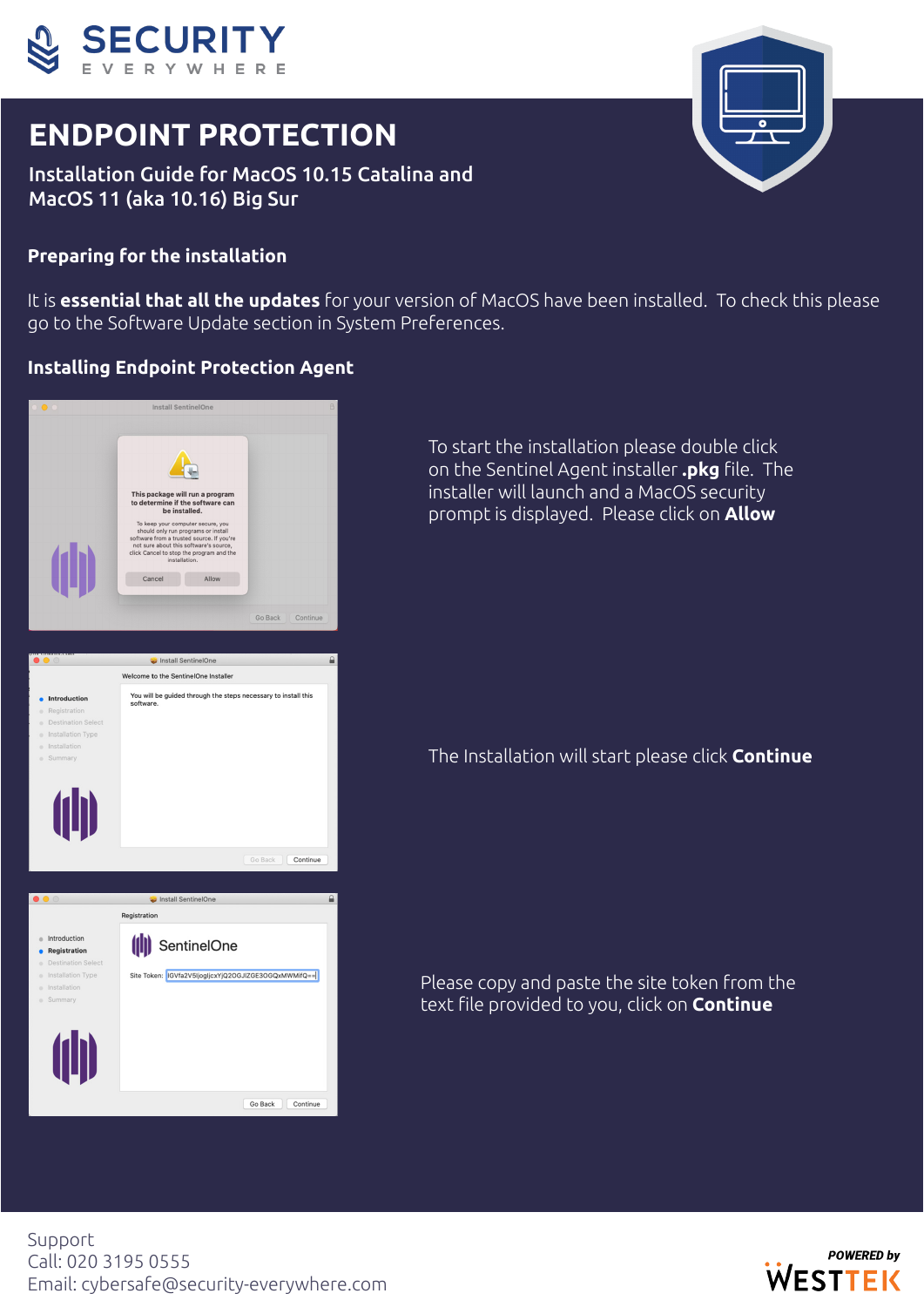# SECURITY EVERYWHERE

## ENDPOINT PROTECTION

Installation Guide for MacOS 10.15 Catalina and MacOS 11 (aka 10.16) Big Sur

### Preparing for the installation

It is **essential that all the updates** for your version of MacOS have been installed. To check this please go to the Software Update section in System Preferences.

### Installing Endpoint Protection Agent

To start the installation please double click on the Sentinel Agent installer **.pkg** file. The installer will launch and a MacOS security prompt is displayed. Please click on **Allow**

The Installation will start please click **Continue**

Please copy and paste the site token from the text file provided to you, click on **Continue**

Support
Call: 020 3195 0555
Email: cybersafe@security-everywhere.com

POWERED by WESTTEK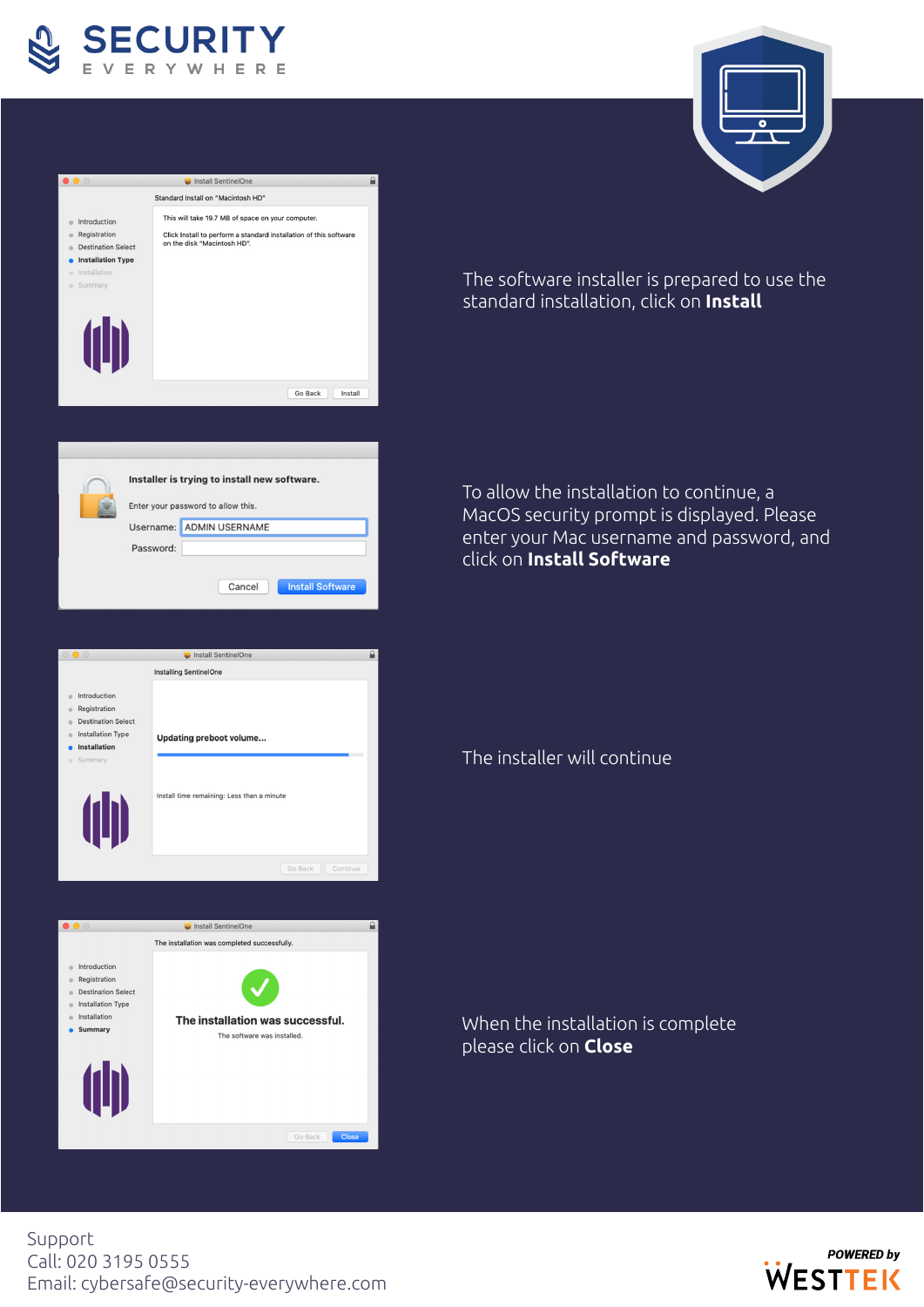The software installer is prepared to use the standard installation, click on **Install**

To allow the installation to continue, a MacOS security prompt is displayed. Please enter your Mac username and password, and click on **Install Software**

The installer will continue

When the installation is complete please click on **Close**

Support
Call: 020 3195 0555
Email: cybersafe@security-everywhere.com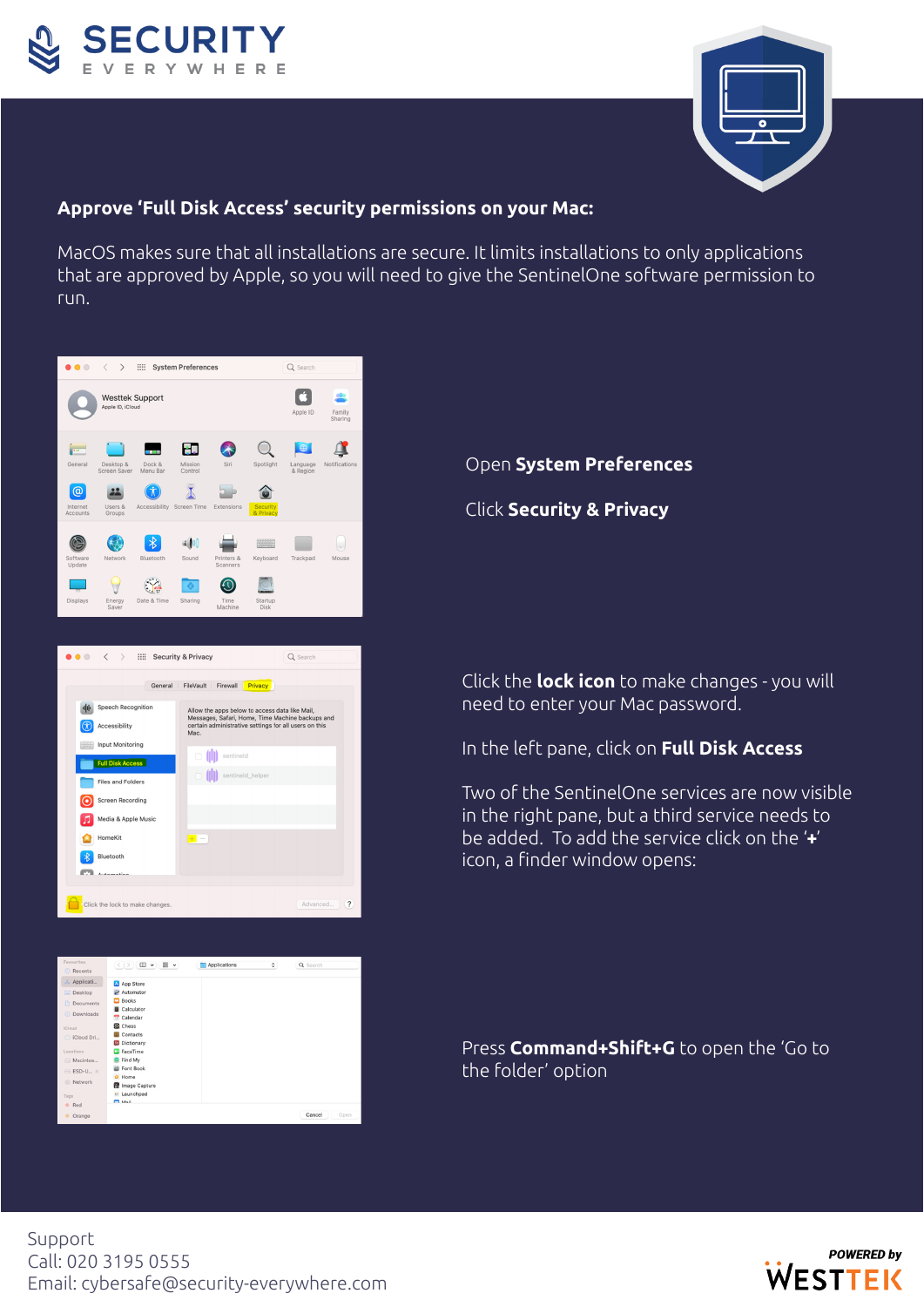## Approve 'Full Disk Access' security permissions on your Mac:

MacOS makes sure that all installations are secure. It limits installations to only applications that are approved by Apple, so you will need to give the SentinelOne software permission to run.

Open **System Preferences**

Click **Security & Privacy**

Click the **lock icon** to make changes - you will need to enter your Mac password.

In the left pane, click on **Full Disk Access**

Two of the SentinelOne services are now visible in the right pane, but a third service needs to be added. To add the service click on the '**+**' icon, a finder window opens:

Press **Command+Shift+G** to open the 'Go to the folder' option

Support
Call: 020 3195 0555
Email: cybersafe@security-everywhere.com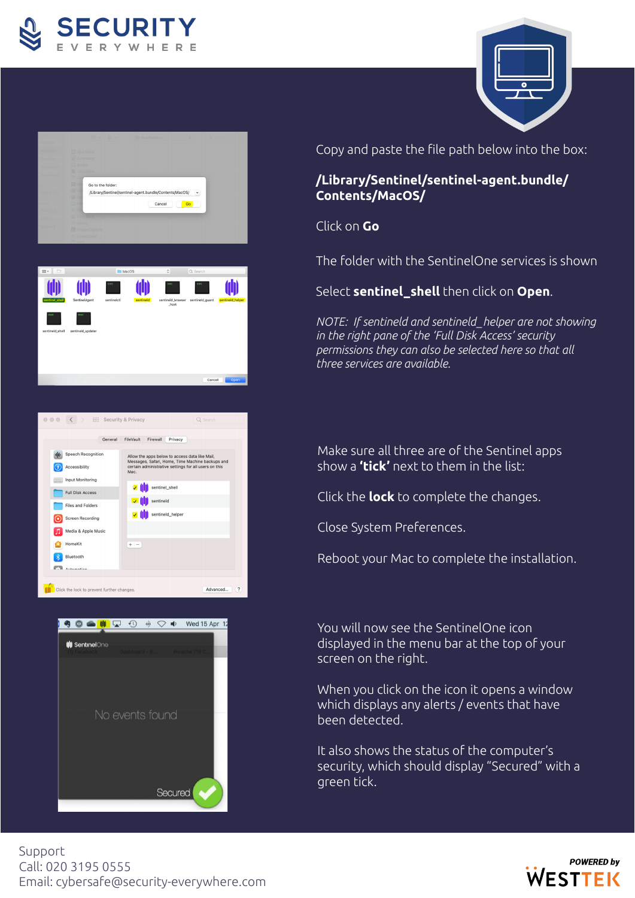SECURITY
EVERYWHERE

Copy and paste the file path below into the box:

**/Library/Sentinel/sentinel-agent.bundle/Contents/MacOS/**

Click on **Go**

The folder with the SentinelOne services is shown

Select **sentinel_shell** then click on **Open**.

*NOTE: If sentineld and sentineld_helper are not showing in the right pane of the 'Full Disk Access' security permissions they can also be selected here so that all three services are available.*

Make sure all three are of the Sentinel apps show a **'tick'** next to them in the list:

Click the **lock** to complete the changes.

Close System Preferences.

Reboot your Mac to complete the installation.

You will now see the SentinelOne icon displayed in the menu bar at the top of your screen on the right.

When you click on the icon it opens a window which displays any alerts / events that have been detected.

It also shows the status of the computer's security, which should display "Secured" with a green tick.

Support
Call: 020 3195 0555
Email: cybersafe@security-everywhere.com

POWERED by WESTTEK